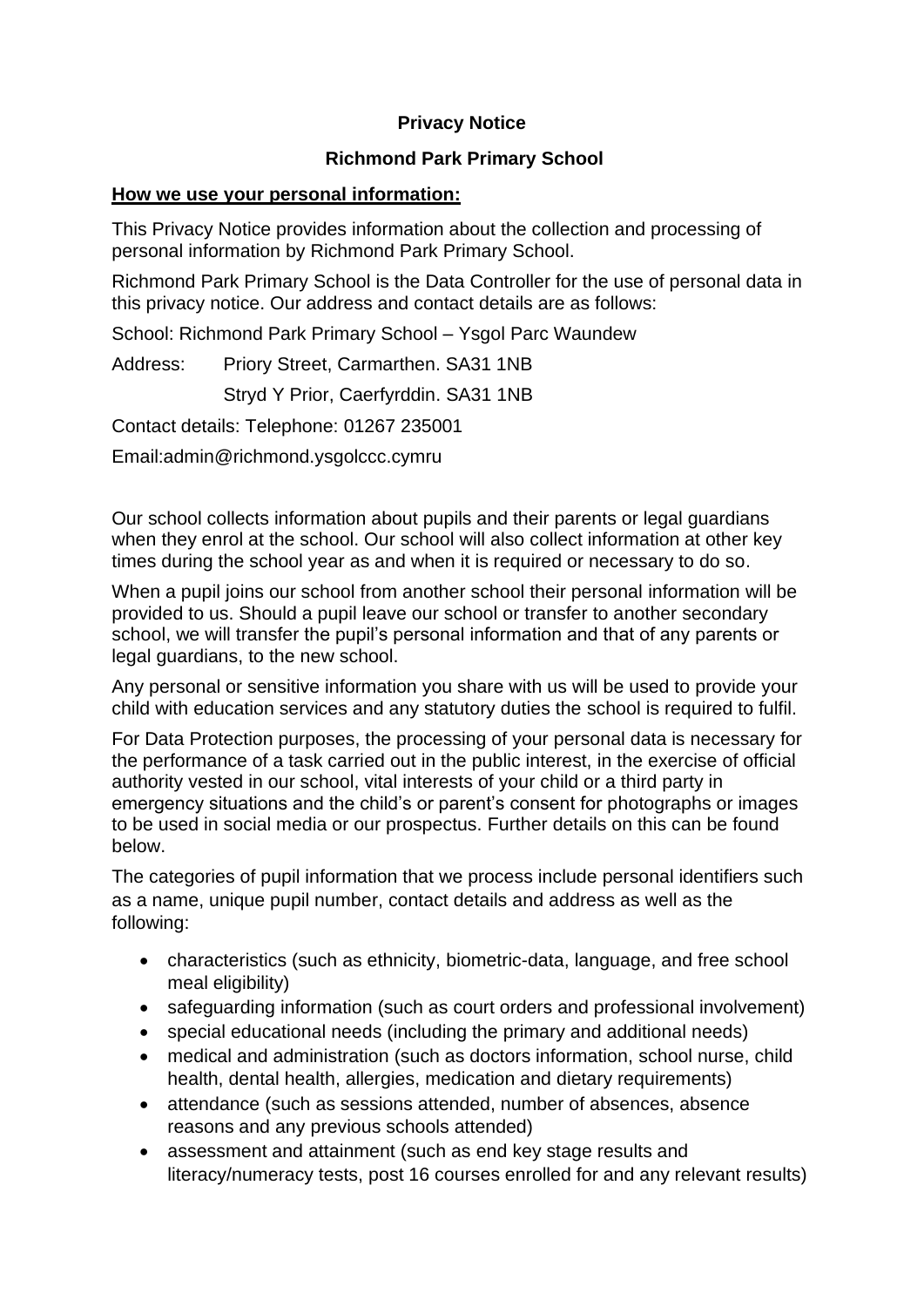**Privacy Notice**

**Richmond Park Primary School**

**How we use your personal information:**

This Privacy Notice provides information about the collection and processing of personal information by Richmond Park Primary School.

Richmond Park Primary School is the Data Controller for the use of personal data in this privacy notice. Our address and contact details are as follows:

School: Richmond Park Primary School – Ysgol Parc Waundew

Address: Priory Street, Carmarthen. SA31 1NB

Stryd Y Prior, Caerfyrddin. SA31 1NB

Contact details: Telephone: 01267 235001

Email:admin@richmond.ysgolccc.cymru

Our school collects information about pupils and their parents or legal guardians when they enrol at the school. Our school will also collect information at other key times during the school year as and when it is required or necessary to do so.

When a pupil joins our school from another school their personal information will be provided to us. Should a pupil leave our school or transfer to another secondary school, we will transfer the pupil's personal information and that of any parents or legal guardians, to the new school.

Any personal or sensitive information you share with us will be used to provide your child with education services and any statutory duties the school is required to fulfil.

For Data Protection purposes, the processing of your personal data is necessary for the performance of a task carried out in the public interest, in the exercise of official authority vested in our school, vital interests of your child or a third party in emergency situations and the child's or parent's consent for photographs or images to be used in social media or our prospectus. Further details on this can be found below.

The categories of pupil information that we process include personal identifiers such as a name, unique pupil number, contact details and address as well as the following:

- characteristics (such as ethnicity, biometric-data, language, and free school meal eligibility)
- safeguarding information (such as court orders and professional involvement)
- special educational needs (including the primary and additional needs)
- medical and administration (such as doctors information, school nurse, child health, dental health, allergies, medication and dietary requirements)
- attendance (such as sessions attended, number of absences, absence reasons and any previous schools attended)
- assessment and attainment (such as end key stage results and literacy/numeracy tests, post 16 courses enrolled for and any relevant results)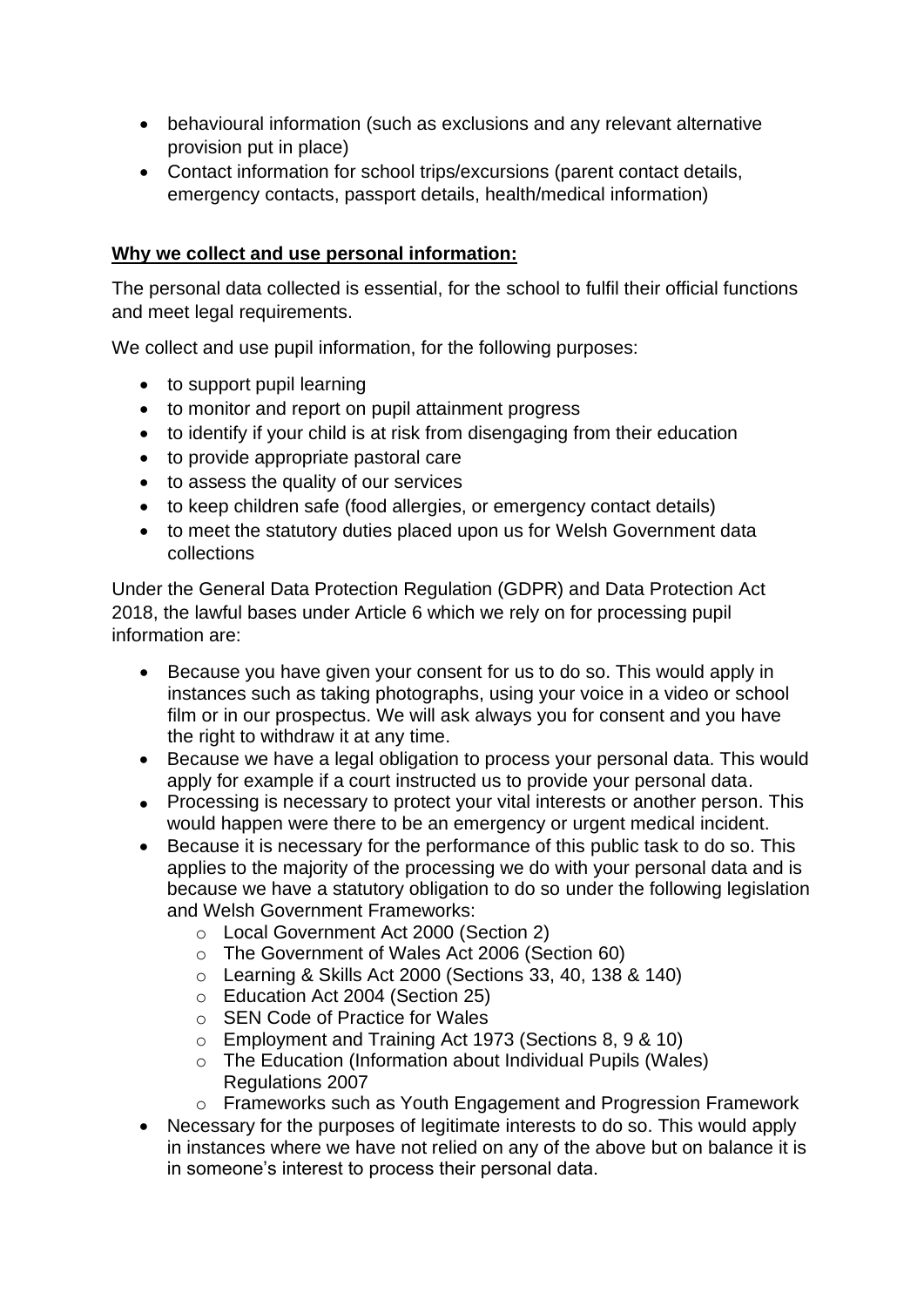- behavioural information (such as exclusions and any relevant alternative provision put in place)
- Contact information for school trips/excursions (parent contact details, emergency contacts, passport details, health/medical information)

**Why we collect and use personal information:**

The personal data collected is essential, for the school to fulfil their official functions and meet legal requirements.

We collect and use pupil information, for the following purposes:

- to support pupil learning
- to monitor and report on pupil attainment progress
- to identify if your child is at risk from disengaging from their education
- to provide appropriate pastoral care
- to assess the quality of our services
- to keep children safe (food allergies, or emergency contact details)
- to meet the statutory duties placed upon us for Welsh Government data collections

Under the General Data Protection Regulation (GDPR) and Data Protection Act 2018, the lawful bases under Article 6 which we rely on for processing pupil information are:

- Because you have given your consent for us to do so. This would apply in instances such as taking photographs, using your voice in a video or school film or in our prospectus. We will ask always you for consent and you have the right to withdraw it at any time.
- Because we have a legal obligation to process your personal data. This would apply for example if a court instructed us to provide your personal data.
- Processing is necessary to protect your vital interests or another person. This would happen were there to be an emergency or urgent medical incident.
- Because it is necessary for the performance of this public task to do so. This applies to the majority of the processing we do with your personal data and is because we have a statutory obligation to do so under the following legislation and Welsh Government Frameworks:
  - Local Government Act 2000 (Section 2)
  - The Government of Wales Act 2006 (Section 60)
  - Learning & Skills Act 2000 (Sections 33, 40, 138 & 140)
  - Education Act 2004 (Section 25)
  - SEN Code of Practice for Wales
  - Employment and Training Act 1973 (Sections 8, 9 & 10)
  - The Education (Information about Individual Pupils (Wales) Regulations 2007
  - Frameworks such as Youth Engagement and Progression Framework
- Necessary for the purposes of legitimate interests to do so. This would apply in instances where we have not relied on any of the above but on balance it is in someone's interest to process their personal data.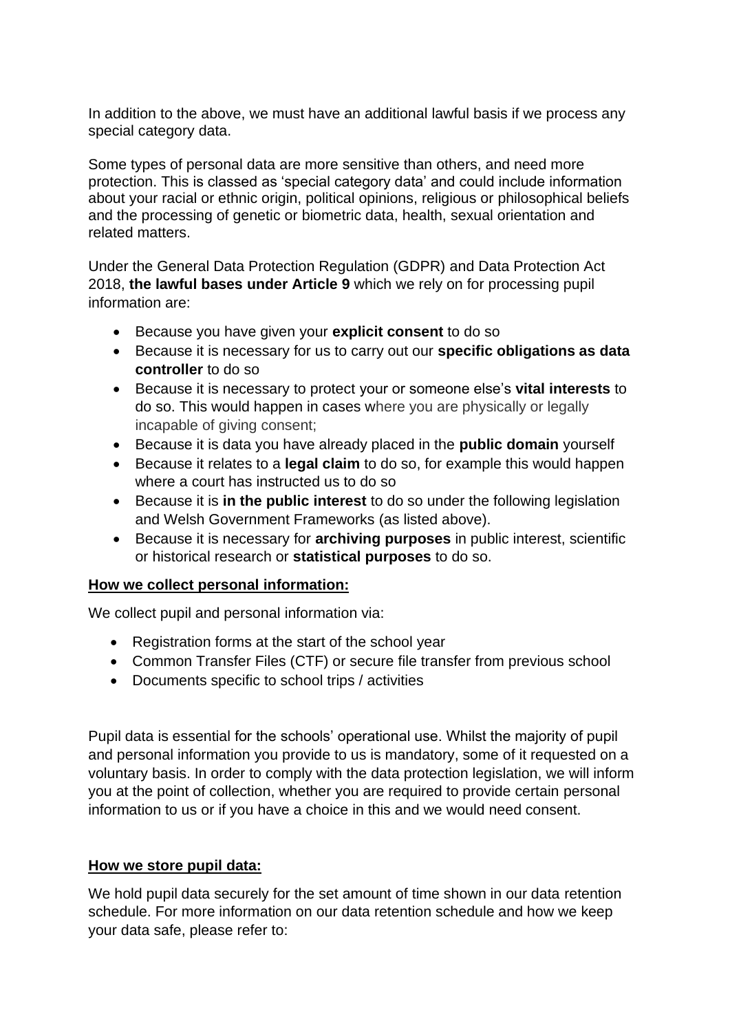In addition to the above, we must have an additional lawful basis if we process any special category data.

Some types of personal data are more sensitive than others, and need more protection. This is classed as 'special category data' and could include information about your racial or ethnic origin, political opinions, religious or philosophical beliefs and the processing of genetic or biometric data, health, sexual orientation and related matters.

Under the General Data Protection Regulation (GDPR) and Data Protection Act 2018, **the lawful bases under Article 9** which we rely on for processing pupil information are:

- Because you have given your **explicit consent** to do so
- Because it is necessary for us to carry out our **specific obligations as data controller** to do so
- Because it is necessary to protect your or someone else's **vital interests** to do so. This would happen in cases where you are physically or legally incapable of giving consent;
- Because it is data you have already placed in the **public domain** yourself
- Because it relates to a **legal claim** to do so, for example this would happen where a court has instructed us to do so
- Because it is **in the public interest** to do so under the following legislation and Welsh Government Frameworks (as listed above).
- Because it is necessary for **archiving purposes** in public interest, scientific or historical research or **statistical purposes** to do so.

**How we collect personal information:**

We collect pupil and personal information via:

- Registration forms at the start of the school year
- Common Transfer Files (CTF) or secure file transfer from previous school
- Documents specific to school trips / activities

Pupil data is essential for the schools' operational use. Whilst the majority of pupil and personal information you provide to us is mandatory, some of it requested on a voluntary basis. In order to comply with the data protection legislation, we will inform you at the point of collection, whether you are required to provide certain personal information to us or if you have a choice in this and we would need consent.

**How we store pupil data:**

We hold pupil data securely for the set amount of time shown in our data retention schedule. For more information on our data retention schedule and how we keep your data safe, please refer to: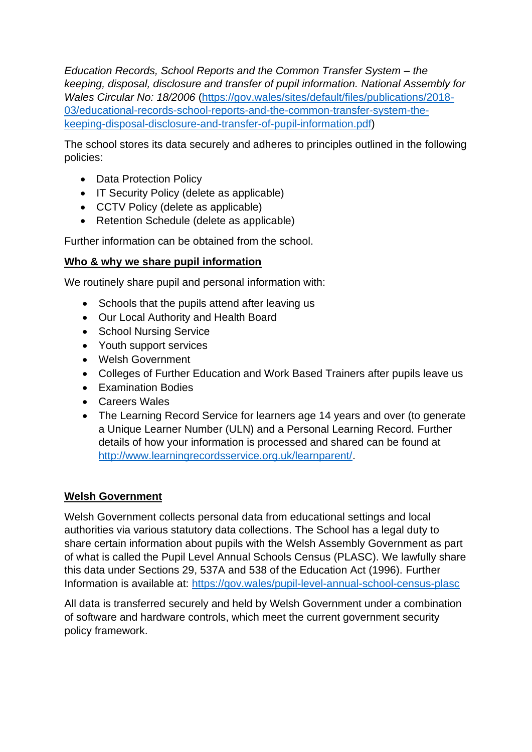*Education Records, School Reports and the Common Transfer System – the keeping, disposal, disclosure and transfer of pupil information. National Assembly for Wales Circular No: 18/2006* ([https://gov.wales/sites/default/files/publications/2018-03/educational-records-school-reports-and-the-common-transfer-system-the-keeping-disposal-disclosure-and-transfer-of-pupil-information.pdf](https://gov.wales/sites/default/files/publications/2018-03/educational-records-school-reports-and-the-common-transfer-system-the-keeping-disposal-disclosure-and-transfer-of-pupil-information.pdf))

The school stores its data securely and adheres to principles outlined in the following policies:

- Data Protection Policy
- IT Security Policy (delete as applicable)
- CCTV Policy (delete as applicable)
- Retention Schedule (delete as applicable)

Further information can be obtained from the school.

**Who & why we share pupil information**

We routinely share pupil and personal information with:

- Schools that the pupils attend after leaving us
- Our Local Authority and Health Board
- School Nursing Service
- Youth support services
- Welsh Government
- Colleges of Further Education and Work Based Trainers after pupils leave us
- Examination Bodies
- Careers Wales
- The Learning Record Service for learners age 14 years and over (to generate a Unique Learner Number (ULN) and a Personal Learning Record. Further details of how your information is processed and shared can be found at [http://www.learningrecordsservice.org.uk/learnparent/](http://www.learningrecordsservice.org.uk/learnparent/).

**Welsh Government**

Welsh Government collects personal data from educational settings and local authorities via various statutory data collections. The School has a legal duty to share certain information about pupils with the Welsh Assembly Government as part of what is called the Pupil Level Annual Schools Census (PLASC). We lawfully share this data under Sections 29, 537A and 538 of the Education Act (1996). Further Information is available at: [https://gov.wales/pupil-level-annual-school-census-plasc](https://gov.wales/pupil-level-annual-school-census-plasc)

All data is transferred securely and held by Welsh Government under a combination of software and hardware controls, which meet the current government security policy framework.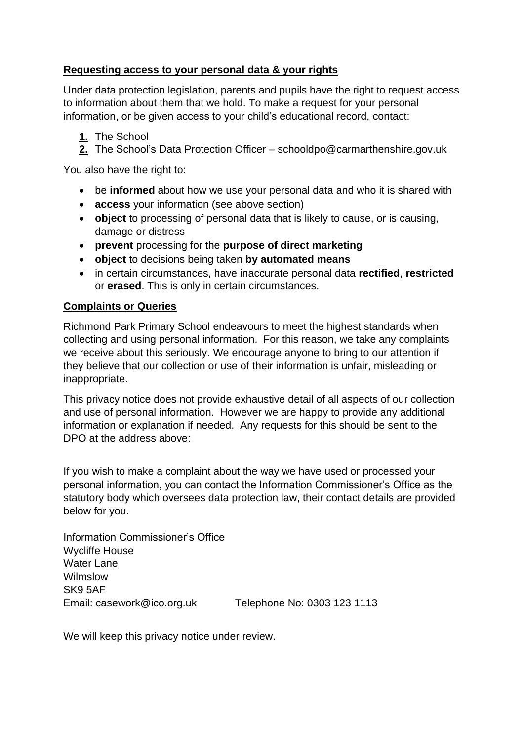## Requesting access to your personal data & your rights

Under data protection legislation, parents and pupils have the right to request access to information about them that we hold. To make a request for your personal information, or be given access to your child's educational record, contact:

1. The School
2. The School's Data Protection Officer – schooldpo@carmarthenshire.gov.uk

You also have the right to:

- be **informed** about how we use your personal data and who it is shared with
- **access** your information (see above section)
- **object** to processing of personal data that is likely to cause, or is causing, damage or distress
- **prevent** processing for the **purpose of direct marketing**
- **object** to decisions being taken **by automated means**
- in certain circumstances, have inaccurate personal data **rectified**, **restricted** or **erased**. This is only in certain circumstances.

## Complaints or Queries

Richmond Park Primary School endeavours to meet the highest standards when collecting and using personal information. For this reason, we take any complaints we receive about this seriously. We encourage anyone to bring to our attention if they believe that our collection or use of their information is unfair, misleading or inappropriate.

This privacy notice does not provide exhaustive detail of all aspects of our collection and use of personal information. However we are happy to provide any additional information or explanation if needed. Any requests for this should be sent to the DPO at the address above:

If you wish to make a complaint about the way we have used or processed your personal information, you can contact the Information Commissioner's Office as the statutory body which oversees data protection law, their contact details are provided below for you.

Information Commissioner's Office
Wycliffe House
Water Lane
Wilmslow
SK9 5AF
Email: casework@ico.org.uk Telephone No: 0303 123 1113

We will keep this privacy notice under review.